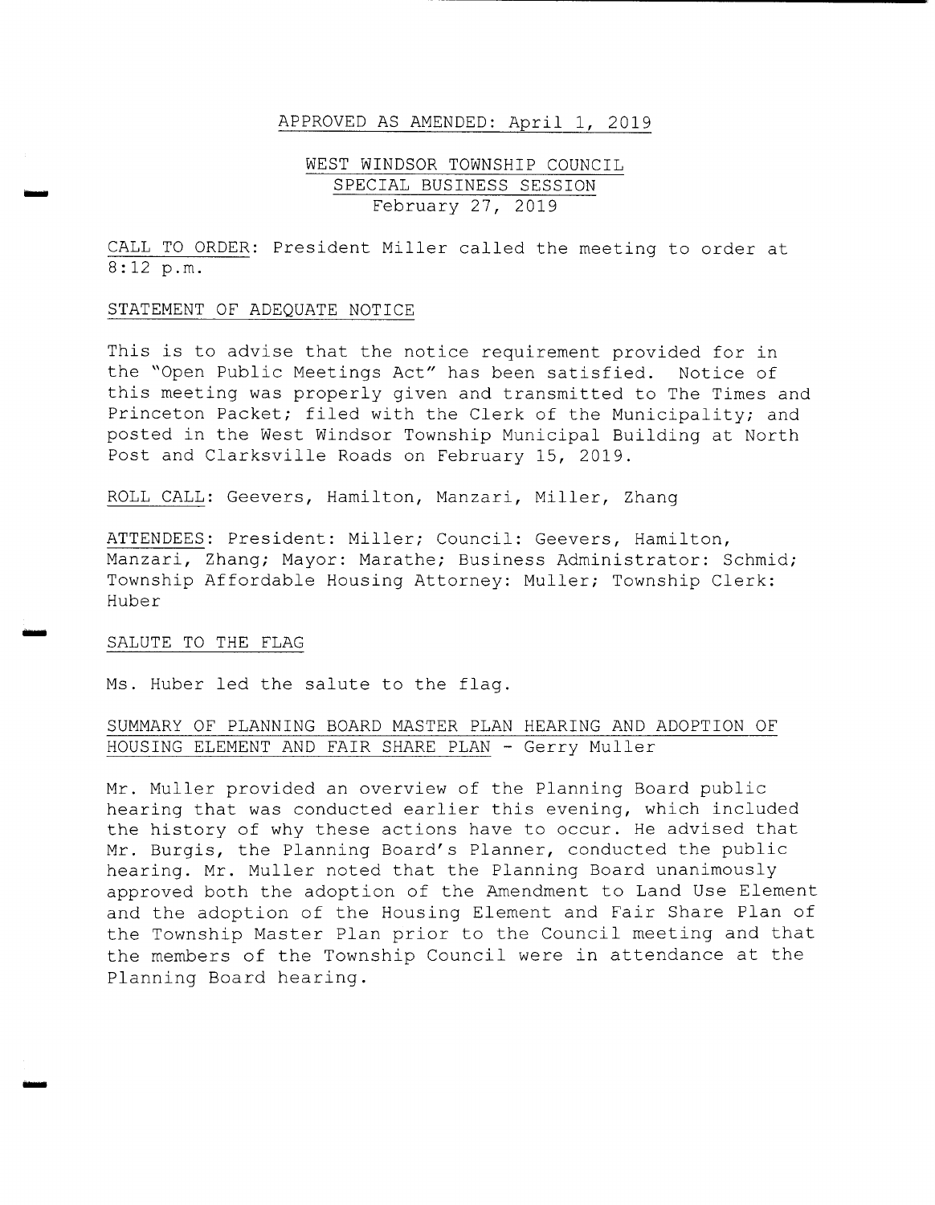APPROVED AS AMENDED: April 1, 2019

# WEST WINDSOR TOWNSHIP COUNCIL
## SPECIAL BUSINESS SESSION
### February 27, 2019

CALL TO ORDER: President Miller called the meeting to order at 8:12 p.m.

STATEMENT OF ADEQUATE NOTICE

This is to advise that the notice requirement provided for in the "Open Public Meetings Act" has been satisfied. Notice of this meeting was properly given and transmitted to The Times and Princeton Packet; filed with the Clerk of the Municipality; and posted in the West Windsor Township Municipal Building at North Post and Clarksville Roads on February 15, 2019.

ROLL CALL: Geevers, Hamilton, Manzari, Miller, Zhang

ATTENDEES: President: Miller; Council: Geevers, Hamilton, Manzari, Zhang; Mayor: Marathe; Business Administrator: Schmid; Township Affordable Housing Attorney: Muller; Township Clerk: Huber

SALUTE TO THE FLAG

Ms. Huber led the salute to the flag.

SUMMARY OF PLANNING BOARD MASTER PLAN HEARING AND ADOPTION OF HOUSING ELEMENT AND FAIR SHARE PLAN - Gerry Muller

Mr. Muller provided an overview of the Planning Board public hearing that was conducted earlier this evening, which included the history of why these actions have to occur. He advised that Mr. Burgis, the Planning Board's Planner, conducted the public hearing. Mr. Muller noted that the Planning Board unanimously approved both the adoption of the Amendment to Land Use Element and the adoption of the Housing Element and Fair Share Plan of the Township Master Plan prior to the Council meeting and that the members of the Township Council were in attendance at the Planning Board hearing.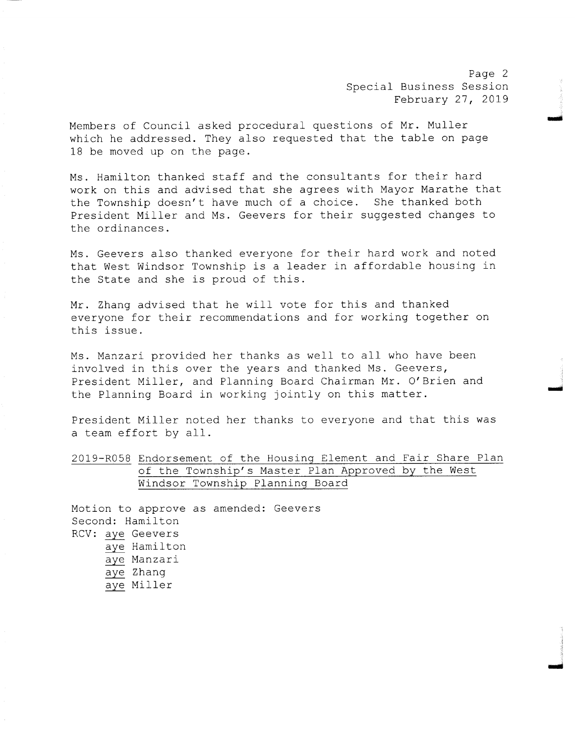Members of Council asked procedural questions of Mr. Muller which he addressed. They also requested that the table on page 18 be moved up on the page.

Ms. Hamilton thanked staff and the consultants for their hard work on this and advised that she agrees with Mayor Marathe that the Township doesn't have much of a choice. She thanked both President Miller and Ms. Geevers for their suggested changes to the ordinances.

Ms. Geevers also thanked everyone for their hard work and noted that West Windsor Township is a leader in affordable housing in the State and she is proud of this.

Mr. Zhang advised that he will vote for this and thanked everyone for their recommendations and for working together on this issue.

Ms. Manzari provided her thanks as well to all who have been involved in this over the years and thanked Ms. Geevers, President Miller, and Planning Board Chairman Mr. O'Brien and the Planning Board in working jointly on this matter.

President Miller noted her thanks to everyone and that this was a team effort by all.

2019-R058 <u>Endorsement of the Housing Element and Fair Share Plan of the Township's Master Plan Approved by the West Windsor Township Planning Board</u>

Motion to approve as amended: Geevers
Second: Hamilton
RCV: <u>aye</u> Geevers
<u>aye</u> Hamilton
<u>aye</u> Manzari
<u>aye</u> Zhang
<u>aye</u> Miller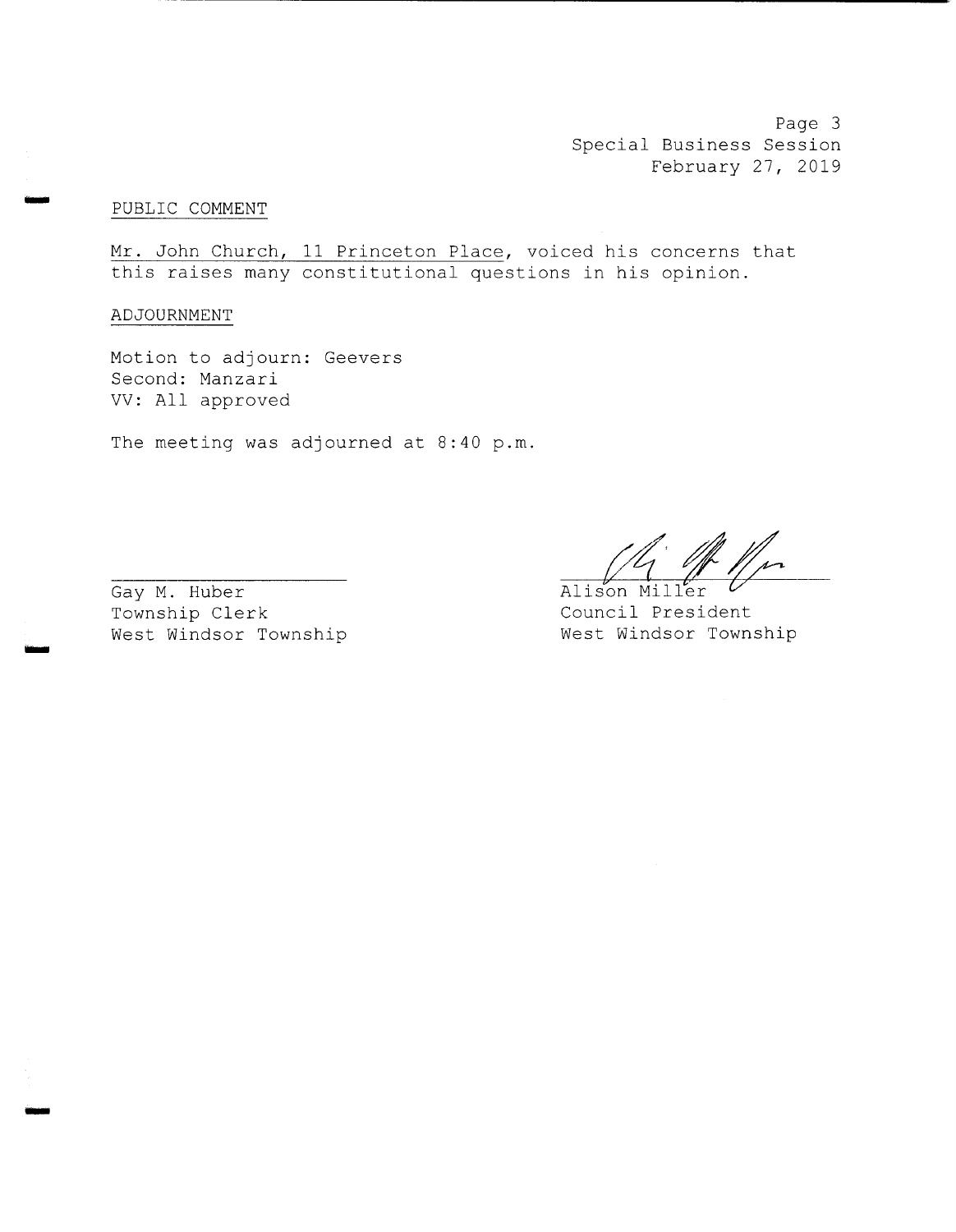PUBLIC COMMENT

Mr. John Church, 11 Princeton Place, voiced his concerns that this raises many constitutional questions in his opinion.

ADJOURNMENT

Motion to adjourn: Geevers
Second: Manzari
VV: All approved

The meeting was adjourned at 8:40 p.m.

| | |
|---|---|
| Gay M. Huber | Alison Miller |
| Township Clerk | Council President |
| West Windsor Township | West Windsor Township |